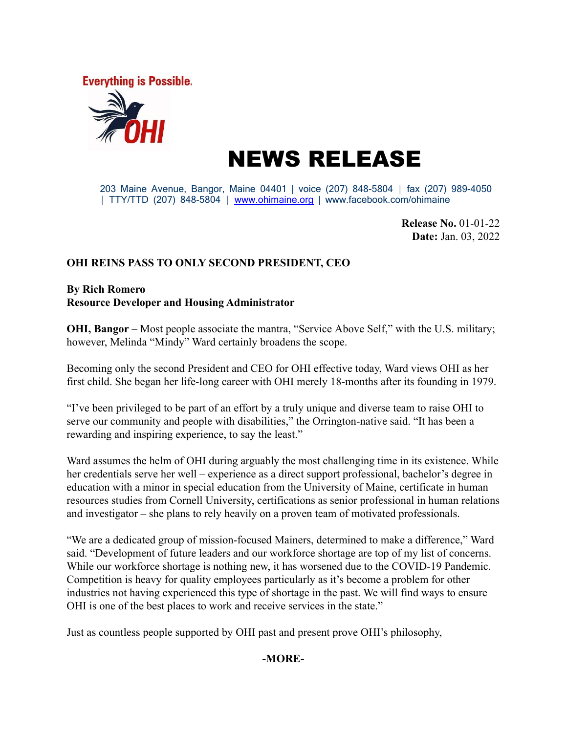Everything is Possible.

OHI

# NEWS RELEASE

203 Maine Avenue, Bangor, Maine 04401 | voice (207) 848-5804 | fax (207) 989-4050 | TTY/TTD (207) 848-5804 | www.ohimaine.org | www.facebook.com/ohimaine

**Release No.** 01-01-22
**Date:** Jan. 03, 2022

**OHI REINS PASS TO ONLY SECOND PRESIDENT, CEO**

**By Rich Romero**
**Resource Developer and Housing Administrator**

**OHI, Bangor** – Most people associate the mantra, "Service Above Self," with the U.S. military; however, Melinda "Mindy" Ward certainly broadens the scope.

Becoming only the second President and CEO for OHI effective today, Ward views OHI as her first child. She began her life-long career with OHI merely 18-months after its founding in 1979.

"I've been privileged to be part of an effort by a truly unique and diverse team to raise OHI to serve our community and people with disabilities," the Orrington-native said. "It has been a rewarding and inspiring experience, to say the least."

Ward assumes the helm of OHI during arguably the most challenging time in its existence. While her credentials serve her well – experience as a direct support professional, bachelor's degree in education with a minor in special education from the University of Maine, certificate in human resources studies from Cornell University, certifications as senior professional in human relations and investigator – she plans to rely heavily on a proven team of motivated professionals.

"We are a dedicated group of mission-focused Mainers, determined to make a difference," Ward said. "Development of future leaders and our workforce shortage are top of my list of concerns. While our workforce shortage is nothing new, it has worsened due to the COVID-19 Pandemic. Competition is heavy for quality employees particularly as it's become a problem for other industries not having experienced this type of shortage in the past. We will find ways to ensure OHI is one of the best places to work and receive services in the state."

Just as countless people supported by OHI past and present prove OHI's philosophy,

**-MORE-**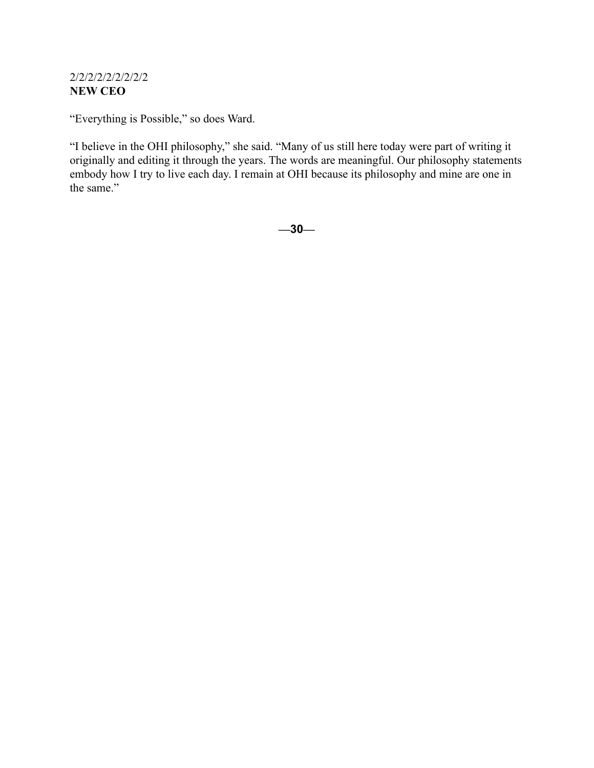2/2/2/2/2/2/2/2/2
**NEW CEO**

"Everything is Possible," so does Ward.

"I believe in the OHI philosophy," she said. "Many of us still here today were part of writing it originally and editing it through the years. The words are meaningful. Our philosophy statements embody how I try to live each day. I remain at OHI because its philosophy and mine are one in the same."

**—30—**